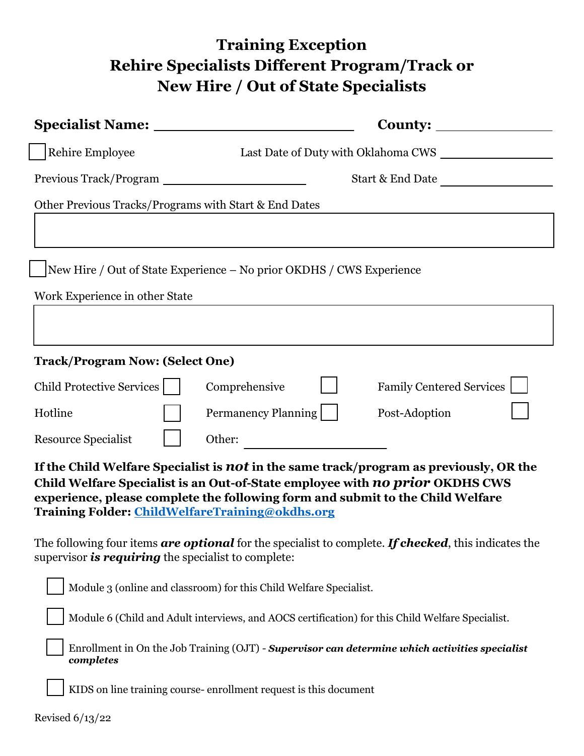# Training Exception
# Rehire Specialists Different Program/Track or New Hire / Out of State Specialists

**Specialist Name:** ______________________ **County:** ______________

☐ Rehire Employee Last Date of Duty with Oklahoma CWS ______________

Previous Track/Program ____________________ Start & End Date ______________

Other Previous Tracks/Programs with Start & End Dates

☐ New Hire / Out of State Experience – No prior OKDHS / CWS Experience

Work Experience in other State

**Track/Program Now: (Select One)**

| | | | | | |
|---|---|---|---|---|---|
| Child Protective Services | ☐ | Comprehensive | ☐ | Family Centered Services | ☐ |
| Hotline | ☐ | Permanency Planning | ☐ | Post-Adoption | ☐ |
| Resource Specialist | ☐ | Other: ______________ | | | |

**If the Child Welfare Specialist is *not* in the same track/program as previously, OR the Child Welfare Specialist is an Out-of-State employee with *no prior* OKDHS CWS experience, please complete the following form and submit to the Child Welfare Training Folder: ChildWelfareTraining@okdhs.org**

The following four items ***are optional*** for the specialist to complete. ***If checked***, this indicates the supervisor ***is requiring*** the specialist to complete:

- ☐ Module 3 (online and classroom) for this Child Welfare Specialist.
- ☐ Module 6 (Child and Adult interviews, and AOCS certification) for this Child Welfare Specialist.
- ☐ Enrollment in On the Job Training (OJT) - ***Supervisor can determine which activities specialist completes***
- ☐ KIDS on line training course- enrollment request is this document

Revised 6/13/22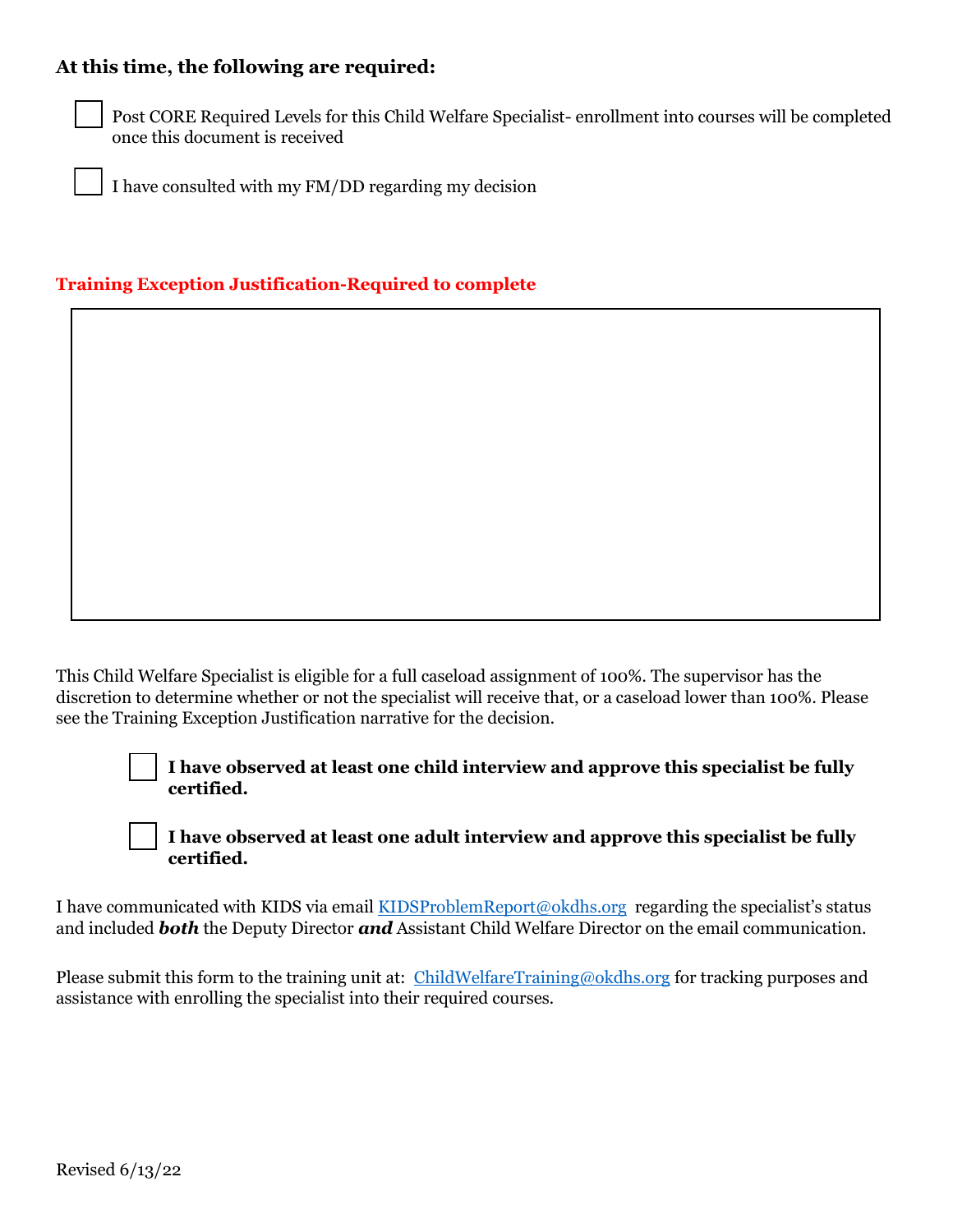**At this time, the following are required:**

- ☐ Post CORE Required Levels for this Child Welfare Specialist- enrollment into courses will be completed once this document is received
- ☐ I have consulted with my FM/DD regarding my decision

**Training Exception Justification-Required to complete**

| |
|---|
| |

This Child Welfare Specialist is eligible for a full caseload assignment of 100%. The supervisor has the discretion to determine whether or not the specialist will receive that, or a caseload lower than 100%. Please see the Training Exception Justification narrative for the decision.

- ☐ **I have observed at least one child interview and approve this specialist be fully certified.**
- ☐ **I have observed at least one adult interview and approve this specialist be fully certified.**

I have communicated with KIDS via email KIDSProblemReport@okdhs.org regarding the specialist's status and included ***both*** the Deputy Director ***and*** Assistant Child Welfare Director on the email communication.

Please submit this form to the training unit at: ChildWelfareTraining@okdhs.org for tracking purposes and assistance with enrolling the specialist into their required courses.

Revised 6/13/22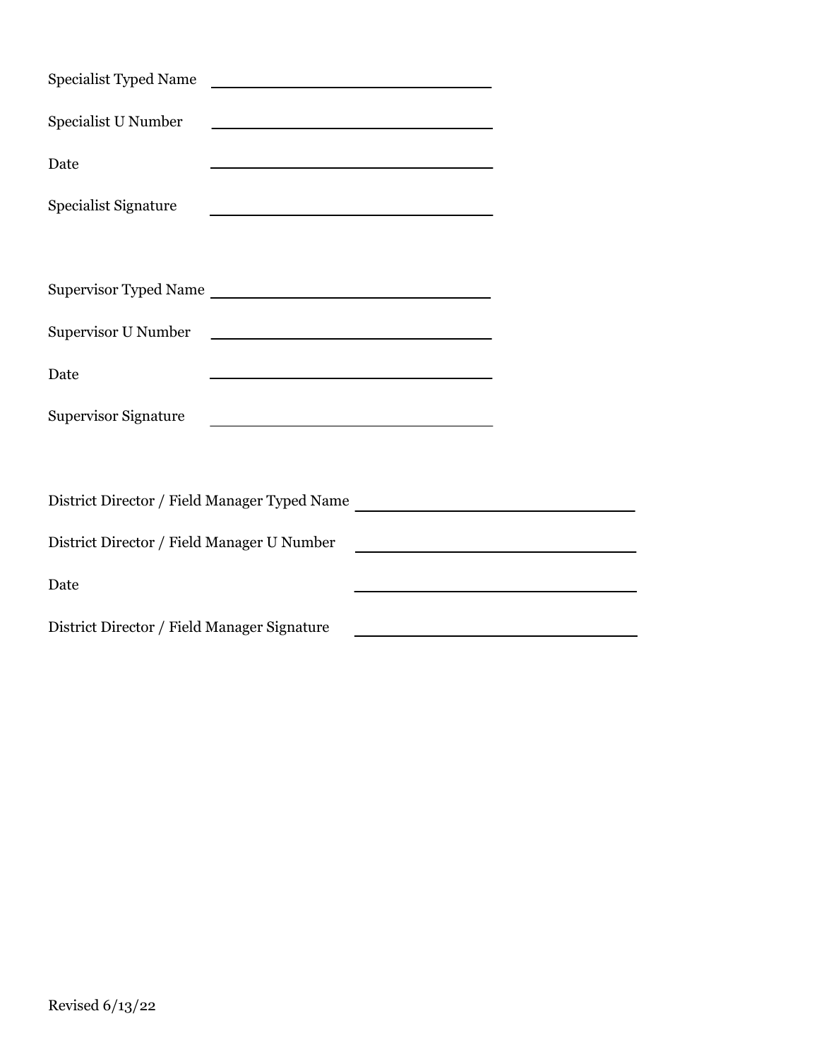Specialist Typed Name ______________________________

Specialist U Number ______________________________

Date ______________________________

Specialist Signature ______________________________

Supervisor Typed Name ______________________________

Supervisor U Number ______________________________

Date ______________________________

Supervisor Signature ______________________________

District Director / Field Manager Typed Name ______________________________

District Director / Field Manager U Number ______________________________

Date ______________________________

District Director / Field Manager Signature ______________________________

Revised 6/13/22